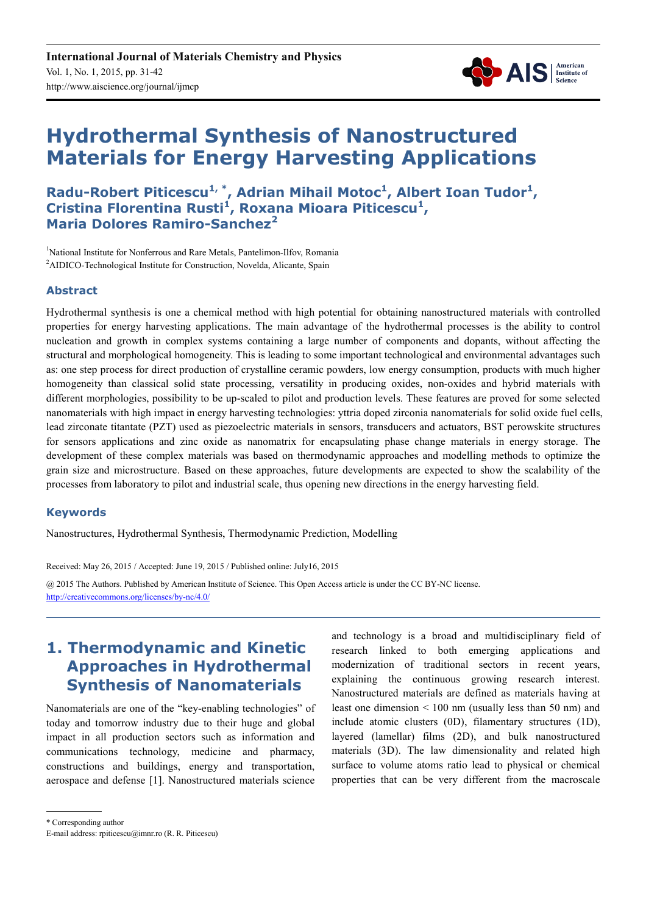# Hydrothermal Synthesis of Nanostructured Materials for Energy Harvesting Applications

**Radu-Robert Piticescu[1, *], Adrian Mihail Motoc[1], Albert Ioan Tudor[1], Cristina Florentina Rusti[1], Roxana Mioara Piticescu[1], Maria Dolores Ramiro-Sanchez[2]**

[1]National Institute for Nonferrous and Rare Metals, Pantelimon-Ilfov, Romania
[2]AIDICO-Technological Institute for Construction, Novelda, Alicante, Spain

## Abstract

Hydrothermal synthesis is one a chemical method with high potential for obtaining nanostructured materials with controlled properties for energy harvesting applications. The main advantage of the hydrothermal processes is the ability to control nucleation and growth in complex systems containing a large number of components and dopants, without affecting the structural and morphological homogeneity. This is leading to some important technological and environmental advantages such as: one step process for direct production of crystalline ceramic powders, low energy consumption, products with much higher homogeneity than classical solid state processing, versatility in producing oxides, non-oxides and hybrid materials with different morphologies, possibility to be up-scaled to pilot and production levels. These features are proved for some selected nanomaterials with high impact in energy harvesting technologies: yttria doped zirconia nanomaterials for solid oxide fuel cells, lead zirconate titantate (PZT) used as piezoelectric materials in sensors, transducers and actuators, BST perowskite structures for sensors applications and zinc oxide as nanomatrix for encapsulating phase change materials in energy storage. The development of these complex materials was based on thermodynamic approaches and modelling methods to optimize the grain size and microstructure. Based on these approaches, future developments are expected to show the scalability of the processes from laboratory to pilot and industrial scale, thus opening new directions in the energy harvesting field.

## Keywords

Nanostructures, Hydrothermal Synthesis, Thermodynamic Prediction, Modelling

Received: May 26, 2015 / Accepted: June 19, 2015 / Published online: July16, 2015

@ 2015 The Authors. Published by American Institute of Science. This Open Access article is under the CC BY-NC license.
http://creativecommons.org/licenses/by-nc/4.0/

## 1. Thermodynamic and Kinetic Approaches in Hydrothermal Synthesis of Nanomaterials

Nanomaterials are one of the "key-enabling technologies" of today and tomorrow industry due to their huge and global impact in all production sectors such as information and communications technology, medicine and pharmacy, constructions and buildings, energy and transportation, aerospace and defense [1]. Nanostructured materials science and technology is a broad and multidisciplinary field of research linked to both emerging applications and modernization of traditional sectors in recent years, explaining the continuous growing research interest. Nanostructured materials are defined as materials having at least one dimension < 100 nm (usually less than 50 nm) and include atomic clusters (0D), filamentary structures (1D), layered (lamellar) films (2D), and bulk nanostructured materials (3D). The law dimensionality and related high surface to volume atoms ratio lead to physical or chemical properties that can be very different from the macroscale

\* Corresponding author
E-mail address: rpiticescu@imnr.ro (R. R. Piticescu)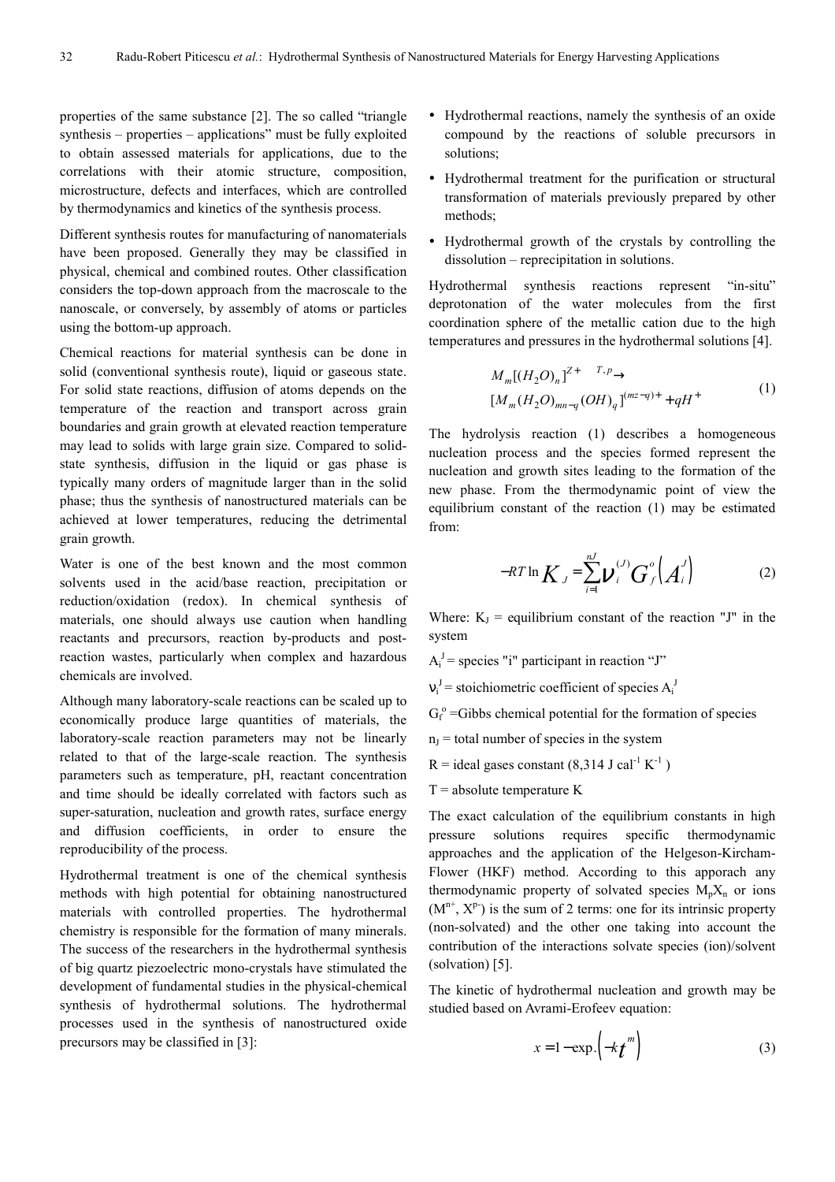properties of the same substance [2]. The so called "triangle synthesis – properties – applications" must be fully exploited to obtain assessed materials for applications, due to the correlations with their atomic structure, composition, microstructure, defects and interfaces, which are controlled by thermodynamics and kinetics of the synthesis process.

Different synthesis routes for manufacturing of nanomaterials have been proposed. Generally they may be classified in physical, chemical and combined routes. Other classification considers the top-down approach from the macroscale to the nanoscale, or conversely, by assembly of atoms or particles using the bottom-up approach.

Chemical reactions for material synthesis can be done in solid (conventional synthesis route), liquid or gaseous state. For solid state reactions, diffusion of atoms depends on the temperature of the reaction and transport across grain boundaries and grain growth at elevated reaction temperature may lead to solids with large grain size. Compared to solid-state synthesis, diffusion in the liquid or gas phase is typically many orders of magnitude larger than in the solid phase; thus the synthesis of nanostructured materials can be achieved at lower temperatures, reducing the detrimental grain growth.

Water is one of the best known and the most common solvents used in the acid/base reaction, precipitation or reduction/oxidation (redox). In chemical synthesis of materials, one should always use caution when handling reactants and precursors, reaction by-products and post-reaction wastes, particularly when complex and hazardous chemicals are involved.

Although many laboratory-scale reactions can be scaled up to economically produce large quantities of materials, the laboratory-scale reaction parameters may not be linearly related to that of the large-scale reaction. The synthesis parameters such as temperature, pH, reactant concentration and time should be ideally correlated with factors such as super-saturation, nucleation and growth rates, surface energy and diffusion coefficients, in order to ensure the reproducibility of the process.

Hydrothermal treatment is one of the chemical synthesis methods with high potential for obtaining nanostructured materials with controlled properties. The hydrothermal chemistry is responsible for the formation of many minerals. The success of the researchers in the hydrothermal synthesis of big quartz piezoelectric mono-crystals have stimulated the development of fundamental studies in the physical-chemical synthesis of hydrothermal solutions. The hydrothermal processes used in the synthesis of nanostructured oxide precursors may be classified in [3]:

- Hydrothermal reactions, namely the synthesis of an oxide compound by the reactions of soluble precursors in solutions;
- Hydrothermal treatment for the purification or structural transformation of materials previously prepared by other methods;
- Hydrothermal growth of the crystals by controlling the dissolution – reprecipitation in solutions.

Hydrothermal synthesis reactions represent "in-situ" deprotonation of the water molecules from the first coordination sphere of the metallic cation due to the high temperatures and pressures in the hydrothermal solutions [4].

$$M_m[(H_2O)_n]^{Z+} \xrightarrow{T,p} [M_m(H_2O)_{mn-q}(OH)_q]^{(mz-q)+} + qH^+ \tag{1}$$

The hydrolysis reaction (1) describes a homogeneous nucleation process and the species formed represent the nucleation and growth sites leading to the formation of the new phase. From the thermodynamic point of view the equilibrium constant of the reaction (1) may be estimated from:

$$-RT\ln K_J = \sum_{i=1}^{nJ} \nu_i^{(J)} G_f^o\left(A_i^J\right) \tag{2}$$

Where: $K_J$ = equilibrium constant of the reaction "J" in the system

$A_i^J$ = species "i" participant in reaction "J"

$\nu_i^J$ = stoichiometric coefficient of species $A_i^J$

$G_f^o$ =Gibbs chemical potential for the formation of species

$n_J$ = total number of species in the system

R = ideal gases constant (8,314 J cal$^{-1}$ K$^{-1}$ )

T = absolute temperature K

The exact calculation of the equilibrium constants in high pressure solutions requires specific thermodynamic approaches and the application of the Helgeson-Kircham-Flower (HKF) method. According to this apporach any thermodynamic property of solvated species $M_pX_n$ or ions ($M^{n+}$, $X^{p-}$) is the sum of 2 terms: one for its intrinsic property (non-solvated) and the other one taking into account the contribution of the interactions solvate species (ion)/solvent (solvation) [5].

The kinetic of hydrothermal nucleation and growth may be studied based on Avrami-Erofeev equation:

$$x = 1 - \exp.\left(-kt^m\right) \tag{3}$$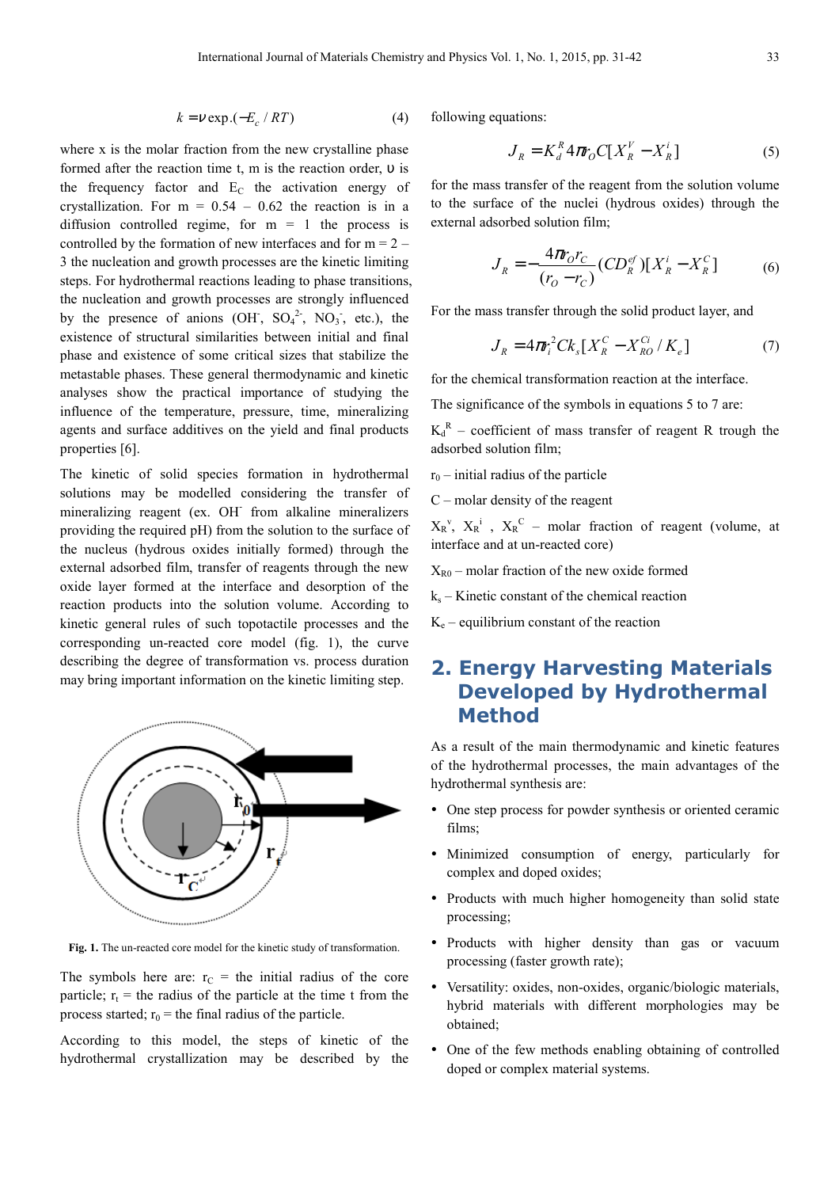$$k = \nu \exp.(-E_c / RT) \quad (4)$$

where x is the molar fraction from the new crystalline phase formed after the reaction time t, m is the reaction order, υ is the frequency factor and $E_C$ the activation energy of crystallization. For m = 0.54 – 0.62 the reaction is in a diffusion controlled regime, for m = 1 the process is controlled by the formation of new interfaces and for m = 2 – 3 the nucleation and growth processes are the kinetic limiting steps. For hydrothermal reactions leading to phase transitions, the nucleation and growth processes are strongly influenced by the presence of anions ($OH^-$, $SO_4^{2-}$, $NO_3^-$, etc.), the existence of structural similarities between initial and final phase and existence of some critical sizes that stabilize the metastable phases. These general thermodynamic and kinetic analyses show the practical importance of studying the influence of the temperature, pressure, time, mineralizing agents and surface additives on the yield and final products properties [6].

The kinetic of solid species formation in hydrothermal solutions may be modelled considering the transfer of mineralizing reagent (ex. $OH^-$ from alkaline mineralizers providing the required pH) from the solution to the surface of the nucleus (hydrous oxides initially formed) through the external adsorbed film, transfer of reagents through the new oxide layer formed at the interface and desorption of the reaction products into the solution volume. According to kinetic general rules of such topotactic processes and the corresponding un-reacted core model (fig. 1), the curve describing the degree of transformation vs. process duration may bring important information on the kinetic limiting step.

**Fig. 1.** The un-reacted core model for the kinetic study of transformation.

The symbols here are: $r_C$ = the initial radius of the core particle; $r_t$ = the radius of the particle at the time t from the process started; $r_0$ = the final radius of the particle.

According to this model, the steps of kinetic of the hydrothermal crystallization may be described by the following equations:

$$J_R = K_d^R 4\pi r_O C[X_R^V - X_R^i] \quad (5)$$

for the mass transfer of the reagent from the solution volume to the surface of the nuclei (hydrous oxides) through the external adsorbed solution film;

$$J_R = -\frac{4\pi r_O r_C}{(r_O - r_C)}(CD_R^{ef})[X_R^i - X_R^C] \quad (6)$$

For the mass transfer through the solid product layer, and

$$J_R = 4\pi r_i^2 C k_s [X_R^C - X_{RO}^{Ci} / K_e] \quad (7)$$

for the chemical transformation reaction at the interface.

The significance of the symbols in equations 5 to 7 are:

$K_d^R$ – coefficient of mass transfer of reagent R trough the adsorbed solution film;

$r_0$ – initial radius of the particle

C – molar density of the reagent

$X_R^v$, $X_R^i$ , $X_R^C$ – molar fraction of reagent (volume, at interface and at un-reacted core)

$X_{R0}$ – molar fraction of the new oxide formed

$k_s$ – Kinetic constant of the chemical reaction

$K_e$ – equilibrium constant of the reaction

## 2. Energy Harvesting Materials Developed by Hydrothermal Method

As a result of the main thermodynamic and kinetic features of the hydrothermal processes, the main advantages of the hydrothermal synthesis are:

- One step process for powder synthesis or oriented ceramic films;
- Minimized consumption of energy, particularly for complex and doped oxides;
- Products with much higher homogeneity than solid state processing;
- Products with higher density than gas or vacuum processing (faster growth rate);
- Versatility: oxides, non-oxides, organic/biologic materials, hybrid materials with different morphologies may be obtained;
- One of the few methods enabling obtaining of controlled doped or complex material systems.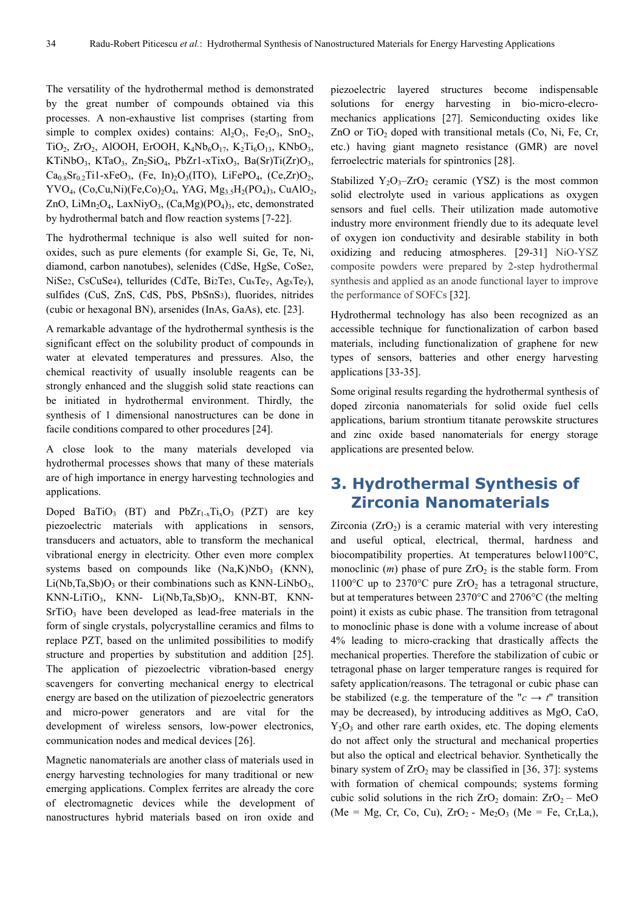The versatility of the hydrothermal method is demonstrated by the great number of compounds obtained via this processes. A non-exhaustive list comprises (starting from simple to complex oxides) contains: $Al_2O_3$, $Fe_2O_3$, $SnO_2$, $TiO_2$, $ZrO_2$, AlOOH, ErOOH, $K_4Nb_6O_{17}$, $K_2Ti_6O_{13}$, $KNbO_3$, $KTiNbO_3$, $KTaO_3$, $Zn_2SiO_4$, PbZr1-xTixO3, $Ba(Sr)Ti(Zr)O_3$, $Ca_{0.8}Sr_{0.2}$Ti1-xFeO3, (Fe, In)$_2O_3$(ITO), $LiFePO_4$, $(Ce,Zr)O_2$, $YVO_4$, $(Co,Cu,Ni)(Fe,Co)_2O_4$, YAG, $Mg_{3.5}H_2(PO_4)_3$, $CuAlO_2$, ZnO, $LiMn_2O_4$, LaxNiyO3, $(Ca,Mg)(PO_4)_3$, etc, demonstrated by hydrothermal batch and flow reaction systems [7-22].

The hydrothermal technique is also well suited for non-oxides, such as pure elements (for example Si, Ge, Te, Ni, diamond, carbon nanotubes), selenides (CdSe, HgSe, $CoSe_2$, $NiSe_2$, $CsCuSe_4$), tellurides (CdTe, $Bi_2Te_3$, $Cu_xTe_y$, $Ag_xTe_y$), sulfides (CuS, ZnS, CdS, PbS, $PbSnS_3$), fluorides, nitrides (cubic or hexagonal BN), arsenides (InAs, GaAs), etc. [23].

A remarkable advantage of the hydrothermal synthesis is the significant effect on the solubility product of compounds in water at elevated temperatures and pressures. Also, the chemical reactivity of usually insoluble reagents can be strongly enhanced and the sluggish solid state reactions can be initiated in hydrothermal environment. Thirdly, the synthesis of 1 dimensional nanostructures can be done in facile conditions compared to other procedures [24].

A close look to the many materials developed via hydrothermal processes shows that many of these materials are of high importance in energy harvesting technologies and applications.

Doped $BaTiO_3$ (BT) and $PbZr_{1-x}Ti_xO_3$ (PZT) are key piezoelectric materials with applications in sensors, transducers and actuators, able to transform the mechanical vibrational energy in electricity. Other even more complex systems based on compounds like $(Na,K)NbO_3$ (KNN), $Li(Nb,Ta,Sb)O_3$ or their combinations such as KNN-$LiNbO_3$, KNN-$LiTiO_3$, KNN- $Li(Nb,Ta,Sb)O_3$, KNN-BT, KNN-$SrTiO_3$ have been developed as lead-free materials in the form of single crystals, polycrystalline ceramics and films to replace PZT, based on the unlimited possibilities to modify structure and properties by substitution and addition [25]. The application of piezoelectric vibration-based energy scavengers for converting mechanical energy to electrical energy are based on the utilization of piezoelectric generators and micro-power generators and are vital for the development of wireless sensors, low-power electronics, communication nodes and medical devices [26].

Magnetic nanomaterials are another class of materials used in energy harvesting technologies for many traditional or new emerging applications. Complex ferrites are already the core of electromagnetic devices while the development of nanostructures hybrid materials based on iron oxide and piezoelectric layered structures become indispensable solutions for energy harvesting in bio-micro-electro-mechanics applications [27]. Semiconducting oxides like ZnO or $TiO_2$ doped with transitional metals (Co, Ni, Fe, Cr, etc.) having giant magneto resistance (GMR) are novel ferroelectric materials for spintronics [28].

Stabilized $Y_2O_3$–$ZrO_2$ ceramic (YSZ) is the most common solid electrolyte used in various applications as oxygen sensors and fuel cells. Their utilization made automotive industry more environment friendly due to its adequate level of oxygen ion conductivity and desirable stability in both oxidizing and reducing atmospheres. [29-31] NiO-YSZ composite powders were prepared by 2-step hydrothermal synthesis and applied as an anode functional layer to improve the performance of SOFCs [32].

Hydrothermal technology has also been recognized as an accessible technique for functionalization of carbon based materials, including functionalization of graphene for new types of sensors, batteries and other energy harvesting applications [33-35].

Some original results regarding the hydrothermal synthesis of doped zirconia nanomaterials for solid oxide fuel cells applications, barium strontium titanate perowskite structures and zinc oxide based nanomaterials for energy storage applications are presented below.

## 3. Hydrothermal Synthesis of Zirconia Nanomaterials

Zirconia ($ZrO_2$) is a ceramic material with very interesting and useful optical, electrical, thermal, hardness and biocompatibility properties. At temperatures below1100°C, monoclinic (*m*) phase of pure $ZrO_2$ is the stable form. From 1100°C up to 2370°C pure $ZrO_2$ has a tetragonal structure, but at temperatures between 2370°C and 2706°C (the melting point) it exists as cubic phase. The transition from tetragonal to monoclinic phase is done with a volume increase of about 4% leading to micro-cracking that drastically affects the mechanical properties. Therefore the stabilization of cubic or tetragonal phase on larger temperature ranges is required for safety application/reasons. The tetragonal or cubic phase can be stabilized (e.g. the temperature of the "$c \rightarrow t$" transition may be decreased), by introducing additives as MgO, CaO, $Y_2O_3$ and other rare earth oxides, etc. The doping elements do not affect only the structural and mechanical properties but also the optical and electrical behavior. Synthetically the binary system of $ZrO_2$ may be classified in [36, 37]: systems with formation of chemical compounds; systems forming cubic solid solutions in the rich $ZrO_2$ domain: $ZrO_2$ – MeO (Me = Mg, Cr, Co, Cu), $ZrO_2$ - $Me_2O_3$ (Me = Fe, Cr,La,),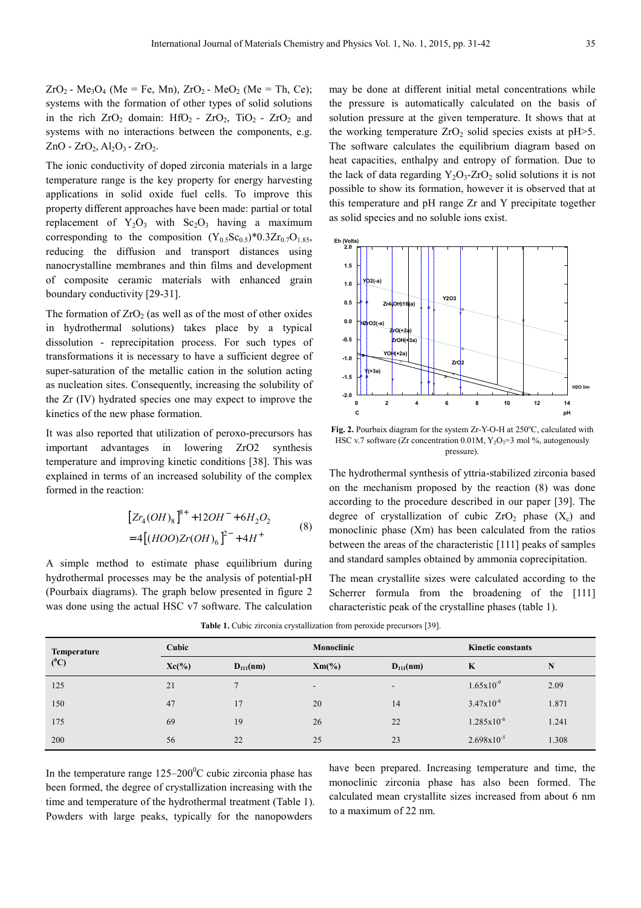$ZrO_2$ - $Me_3O_4$ (Me = Fe, Mn), $ZrO_2$ - $MeO_2$ (Me = Th, Ce); systems with the formation of other types of solid solutions in the rich $ZrO_2$ domain: $HfO_2$ - $ZrO_2$, $TiO_2$ - $ZrO_2$ and systems with no interactions between the components, e.g. ZnO - $ZrO_2$, $Al_2O_3$ - $ZrO_2$.

The ionic conductivity of doped zirconia materials in a large temperature range is the key property for energy harvesting applications in solid oxide fuel cells. To improve this property different approaches have been made: partial or total replacement of $Y_2O_3$ with $Sc_2O_3$ having a maximum corresponding to the composition $(Y_{0.5}Sc_{0.5})*0.3Zr_{0.7}O_{1.85}$, reducing the diffusion and transport distances using nanocrystalline membranes and thin films and development of composite ceramic materials with enhanced grain boundary conductivity [29-31].

The formation of $ZrO_2$ (as well as of the most of other oxides in hydrothermal solutions) takes place by a typical dissolution - reprecipitation process. For such types of transformations it is necessary to have a sufficient degree of super-saturation of the metallic cation in the solution acting as nucleation sites. Consequently, increasing the solubility of the Zr (IV) hydrated species one may expect to improve the kinetics of the new phase formation.

It was also reported that utilization of peroxo-precursors has important advantages in lowering ZrO2 synthesis temperature and improving kinetic conditions [38]. This was explained in terms of an increased solubility of the complex formed in the reaction:

$$\left[Zr_4(OH)_8\right]^{8+} + 12OH^- + 6H_2O_2 = 4\left[(HOO)Zr(OH)_6\right]^{2-} + 4H^+ \quad (8)$$

A simple method to estimate phase equilibrium during hydrothermal processes may be the analysis of potential-pH (Pourbaix diagrams). The graph below presented in figure 2 was done using the actual HSC v7 software. The calculation may be done at different initial metal concentrations while the pressure is automatically calculated on the basis of solution pressure at the given temperature. It shows that at the working temperature $ZrO_2$ solid species exists at pH>5. The software calculates the equilibrium diagram based on heat capacities, enthalpy and entropy of formation. Due to the lack of data regarding $Y_2O_3$-$ZrO_2$ solid solutions it is not possible to show its formation, however it is observed that at this temperature and pH range Zr and Y precipitate together as solid species and no soluble ions exist.

**Fig. 2.** Pourbaix diagram for the system Zr-Y-O-H at 250ºC, calculated with HSC v.7 software (Zr concentration 0.01M, $Y_2O_3$=3 mol %, autogenously pressure).

The hydrothermal synthesis of yttria-stabilized zirconia based on the mechanism proposed by the reaction (8) was done according to the procedure described in our paper [39]. The degree of crystallization of cubic $ZrO_2$ phase ($X_c$) and monoclinic phase (Xm) has been calculated from the ratios between the areas of the characteristic [111] peaks of samples and standard samples obtained by ammonia coprecipitation.

The mean crystallite sizes were calculated according to the Scherrer formula from the broadening of the [111] characteristic peak of the crystalline phases (table 1).

**Table 1.** Cubic zirconia crystallization from peroxide precursors [39].

| Temperature (ºC) | Cubic | | Monoclinic | | Kinetic constants | |
|---|---|---|---|---|---|---|
| | Xc(%) | $D_{111}$(nm) | Xm(%) | $D_{111}$(nm) | K | N |
| 125 | 21 | 7 | - | - | $1.65x10^{-9}$ | 2.09 |
| 150 | 47 | 17 | 20 | 14 | $3.47x10^{-8}$ | 1.871 |
| 175 | 69 | 19 | 26 | 22 | $1.285x10^{-6}$ | 1.241 |
| 200 | 56 | 22 | 25 | 23 | $2.698x10^{-5}$ | 1.308 |

In the temperature range 125–200ºC cubic zirconia phase has been formed, the degree of crystallization increasing with the time and temperature of the hydrothermal treatment (Table 1). Powders with large peaks, typically for the nanopowders have been prepared. Increasing temperature and time, the monoclinic zirconia phase has also been formed. The calculated mean crystallite sizes increased from about 6 nm to a maximum of 22 nm.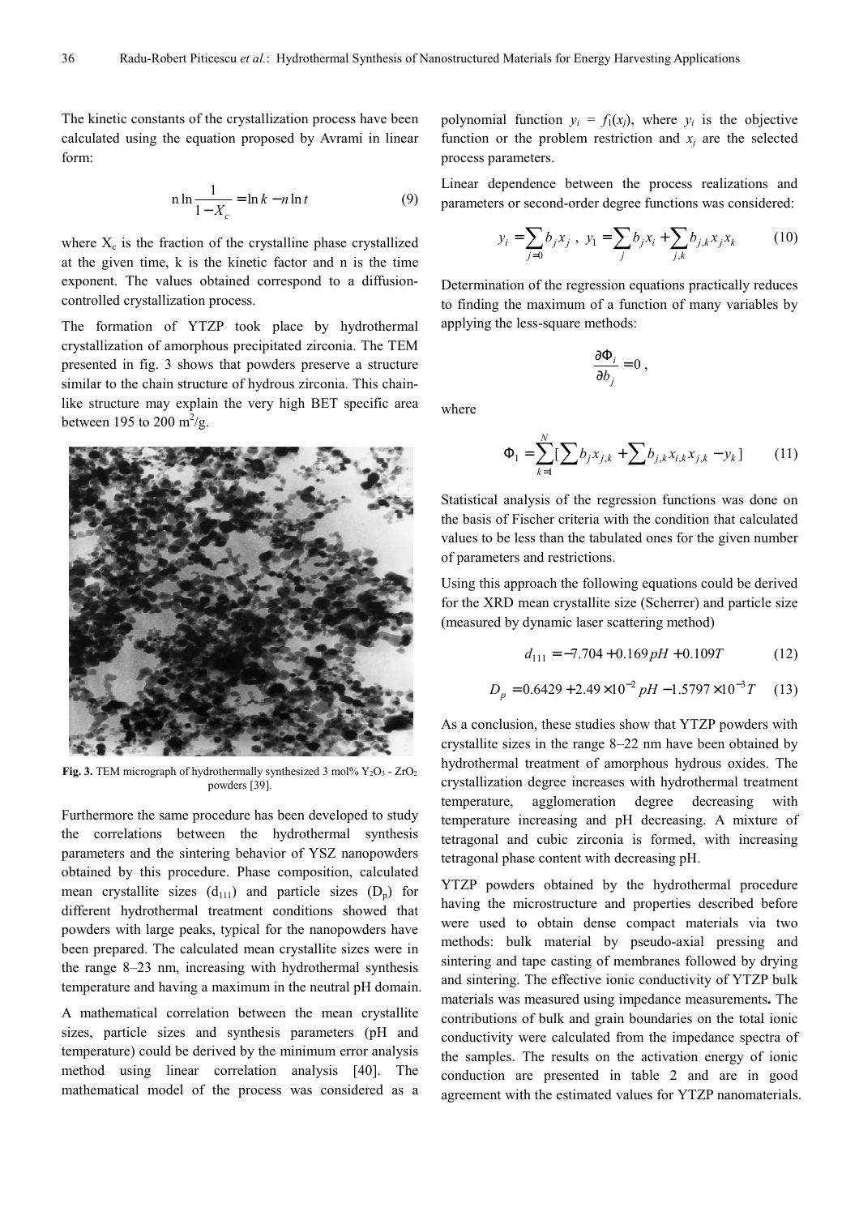The kinetic constants of the crystallization process have been calculated using the equation proposed by Avrami in linear form:

$$n \ln \frac{1}{1 - X_c} = \ln k - n \ln t \qquad (9)$$

where $X_c$ is the fraction of the crystalline phase crystallized at the given time, k is the kinetic factor and n is the time exponent. The values obtained correspond to a diffusion-controlled crystallization process.

The formation of YTZP took place by hydrothermal crystallization of amorphous precipitated zirconia. The TEM presented in fig. 3 shows that powders preserve a structure similar to the chain structure of hydrous zirconia. This chain-like structure may explain the very high BET specific area between 195 to 200 $m^2$/g.

**Fig. 3.** TEM micrograph of hydrothermally synthesized 3 mol% $Y_2O_3$ - $ZrO_2$ powders [39].

Furthermore the same procedure has been developed to study the correlations between the hydrothermal synthesis parameters and the sintering behavior of YSZ nanopowders obtained by this procedure. Phase composition, calculated mean crystallite sizes ($d_{111}$) and particle sizes ($D_p$) for different hydrothermal treatment conditions showed that powders with large peaks, typical for the nanopowders have been prepared. The calculated mean crystallite sizes were in the range 8–23 nm, increasing with hydrothermal synthesis temperature and having a maximum in the neutral pH domain.

A mathematical correlation between the mean crystallite sizes, particle sizes and synthesis parameters (pH and temperature) could be derived by the minimum error analysis method using linear correlation analysis [40]. The mathematical model of the process was considered as a polynomial function $y_i = f_1(x_j)$, where $y_i$ is the objective function or the problem restriction and $x_j$ are the selected process parameters.

Linear dependence between the process realizations and parameters or second-order degree functions was considered:

$$y_i = \sum_{j=0} b_j x_j \ , \ y_1 = \sum_j b_j x_i + \sum_{j,k} b_{j,k} x_j x_k \qquad (10)$$

Determination of the regression equations practically reduces to finding the maximum of a function of many variables by applying the less-square methods:

$$\frac{\partial \Phi_i}{\partial b_j} = 0 \ ,$$

where

$$\Phi_1 = \sum_{k=1}^{N} [\sum b_j x_{j,k} + \sum b_{j,k} x_{i,k} x_{j,k} - y_k] \qquad (11)$$

Statistical analysis of the regression functions was done on the basis of Fischer criteria with the condition that calculated values to be less than the tabulated ones for the given number of parameters and restrictions.

Using this approach the following equations could be derived for the XRD mean crystallite size (Scherrer) and particle size (measured by dynamic laser scattering method)

$$d_{111} = -7.704 + 0.169 pH + 0.109 T \qquad (12)$$

$$D_p = 0.6429 + 2.49 \times 10^{-2} pH - 1.5797 \times 10^{-3} T \qquad (13)$$

As a conclusion, these studies show that YTZP powders with crystallite sizes in the range 8–22 nm have been obtained by hydrothermal treatment of amorphous hydrous oxides. The crystallization degree increases with hydrothermal treatment temperature, agglomeration degree decreasing with temperature increasing and pH decreasing. A mixture of tetragonal and cubic zirconia is formed, with increasing tetragonal phase content with decreasing pH.

YTZP powders obtained by the hydrothermal procedure having the microstructure and properties described before were used to obtain dense compact materials via two methods: bulk material by pseudo-axial pressing and sintering and tape casting of membranes followed by drying and sintering. The effective ionic conductivity of YTZP bulk materials was measured using impedance measurements**.** The contributions of bulk and grain boundaries on the total ionic conductivity were calculated from the impedance spectra of the samples. The results on the activation energy of ionic conduction are presented in table 2 and are in good agreement with the estimated values for YTZP nanomaterials.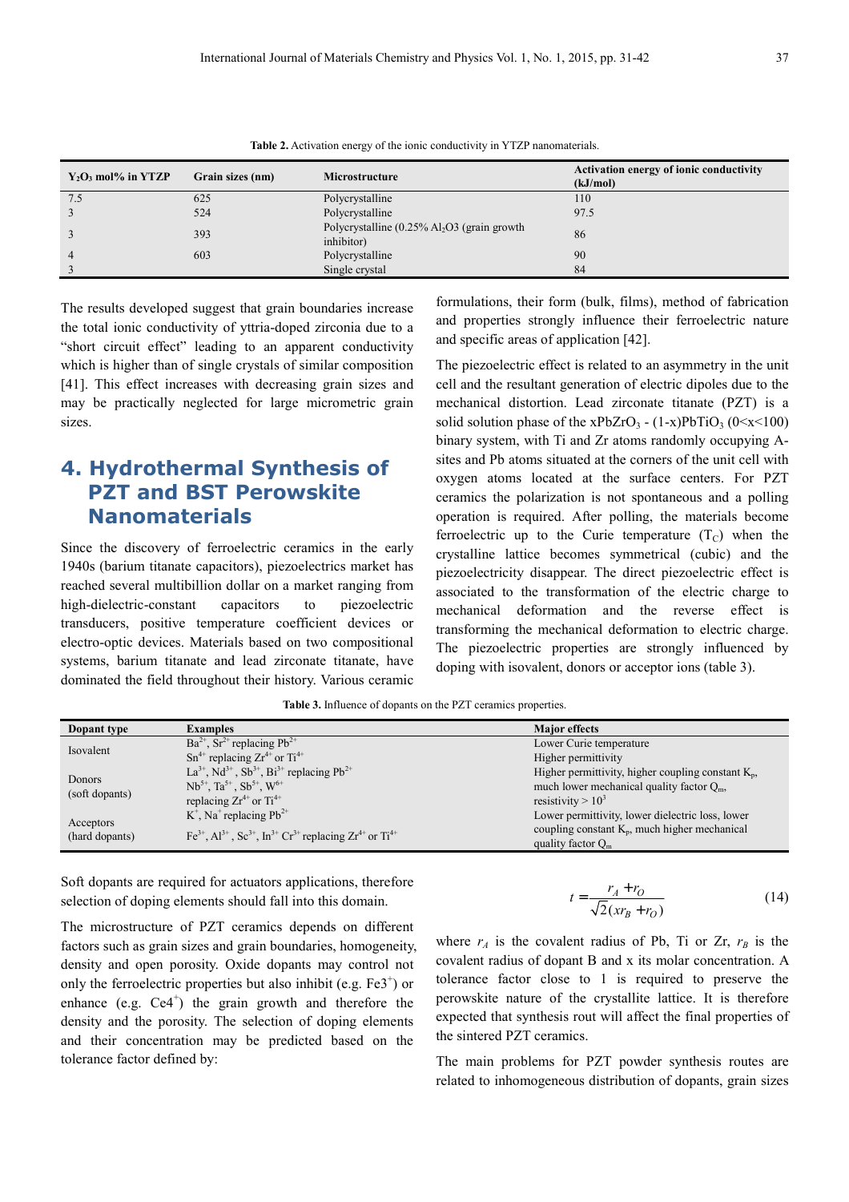**Table 2.** Activation energy of the ionic conductivity in YTZP nanomaterials.

| $Y_2O_3$ mol% in YTZP | Grain sizes (nm) | Microstructure | Activation energy of ionic conductivity (kJ/mol) |
|---|---|---|---|
| 7.5 | 625 | Polycrystalline | 110 |
| 3 | 524 | Polycrystalline | 97.5 |
| 3 | 393 | Polycrystalline (0.25% $Al_2O3$ (grain growth inhibitor) | 86 |
| 4 | 603 | Polycrystalline | 90 |
| 3 | | Single crystal | 84 |

The results developed suggest that grain boundaries increase the total ionic conductivity of yttria-doped zirconia due to a "short circuit effect" leading to an apparent conductivity which is higher than of single crystals of similar composition [41]. This effect increases with decreasing grain sizes and may be practically neglected for large micrometric grain sizes.

# 4. Hydrothermal Synthesis of PZT and BST Perowskite Nanomaterials

Since the discovery of ferroelectric ceramics in the early 1940s (barium titanate capacitors), piezoelectrics market has reached several multibillion dollar on a market ranging from high-dielectric-constant capacitors to piezoelectric transducers, positive temperature coefficient devices or electro-optic devices. Materials based on two compositional systems, barium titanate and lead zirconate titanate, have dominated the field throughout their history. Various ceramic formulations, their form (bulk, films), method of fabrication and properties strongly influence their ferroelectric nature and specific areas of application [42].

The piezoelectric effect is related to an asymmetry in the unit cell and the resultant generation of electric dipoles due to the mechanical distortion. Lead zirconate titanate (PZT) is a solid solution phase of the $xPbZrO_3$ - $(1-x)PbTiO_3$ ($0<x<100$) binary system, with Ti and Zr atoms randomly occupying A-sites and Pb atoms situated at the corners of the unit cell with oxygen atoms located at the surface centers. For PZT ceramics the polarization is not spontaneous and a polling operation is required. After polling, the materials become ferroelectric up to the Curie temperature ($T_C$) when the crystalline lattice becomes symmetrical (cubic) and the piezoelectricity disappear. The direct piezoelectric effect is associated to the transformation of the electric charge to mechanical deformation and the reverse effect is transforming the mechanical deformation to electric charge. The piezoelectric properties are strongly influenced by doping with isovalent, donors or acceptor ions (table 3).

**Table 3.** Influence of dopants on the PZT ceramics properties.

| Dopant type | Examples | Major effects |
|---|---|---|
| Isovalent | $Ba^{2+}$, $Sr^{2+}$ replacing $Pb^{2+}$<br>$Sn^{4+}$ replacing $Zr^{4+}$ or $Ti^{4+}$ | Lower Curie temperature<br>Higher permittivity |
| Donors (soft dopants) | $La^{3+}$, $Nd^{3+}$, $Sb^{3+}$, $Bi^{3+}$ replacing $Pb^{2+}$<br>$Nb^{5+}$, $Ta^{5+}$, $Sb^{5+}$, $W^{6+}$ replacing $Zr^{4+}$ or $Ti^{4+}$ | Higher permittivity, higher coupling constant $K_p$, much lower mechanical quality factor $Q_m$, resistivity > $10^3$ |
| Acceptors (hard dopants) | $K^+$, $Na^+$ replacing $Pb^{2+}$<br>$Fe^{3+}$, $Al^{3+}$, $Sc^{3+}$, $In^{3+}$ $Cr^{3+}$ replacing $Zr^{4+}$ or $Ti^{4+}$ | Lower permittivity, lower dielectric loss, lower coupling constant $K_p$, much higher mechanical quality factor $Q_m$ |

Soft dopants are required for actuators applications, therefore selection of doping elements should fall into this domain.

The microstructure of PZT ceramics depends on different factors such as grain sizes and grain boundaries, homogeneity, density and open porosity. Oxide dopants may control not only the ferroelectric properties but also inhibit (e.g. $Fe3^+$) or enhance (e.g. $Ce4^+$) the grain growth and therefore the density and the porosity. The selection of doping elements and their concentration may be predicted based on the tolerance factor defined by:

$$t = \frac{r_A + r_O}{\sqrt{2}(xr_B + r_O)} \tag{14}$$

where $r_A$ is the covalent radius of Pb, Ti or Zr, $r_B$ is the covalent radius of dopant B and x its molar concentration. A tolerance factor close to 1 is required to preserve the perowskite nature of the crystallite lattice. It is therefore expected that synthesis rout will affect the final properties of the sintered PZT ceramics.

The main problems for PZT powder synthesis routes are related to inhomogeneous distribution of dopants, grain sizes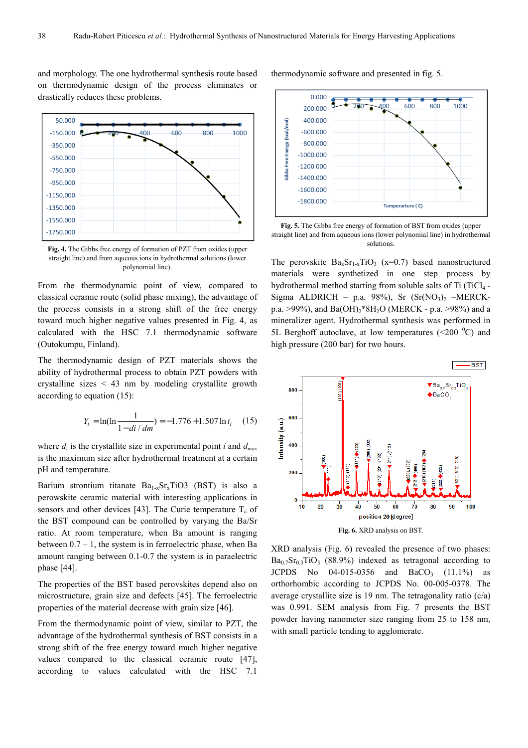and morphology. The one hydrothermal synthesis route based on thermodynamic design of the process eliminates or drastically reduces these problems.

**Fig. 4.** The Gibbs free energy of formation of PZT from oxides (upper straight line) and from aqueous ions in hydrothermal solutions (lower polynomial line).

From the thermodynamic point of view, compared to classical ceramic route (solid phase mixing), the advantage of the process consists in a strong shift of the free energy toward much higher negative values presented in Fig. 4, as calculated with the HSC 7.1 thermodynamic software (Outokumpu, Finland).

The thermodynamic design of PZT materials shows the ability of hydrothermal process to obtain PZT powders with crystalline sizes < 43 nm by modeling crystallite growth according to equation (15):

$$Y_i = \ln(\ln \frac{1}{1 - di/dm}) = -1.776 + 1.507 \ln t_i \quad (15)$$

where $d_i$ is the crystallite size in experimental point $i$ and $d_{max}$ is the maximum size after hydrothermal treatment at a certain pH and temperature.

Barium strontium titanate $Ba_{1-x}Sr_xTiO3$ (BST) is also a perowskite ceramic material with interesting applications in sensors and other devices [43]. The Curie temperature $T_c$ of the BST compound can be controlled by varying the Ba/Sr ratio. At room temperature, when Ba amount is ranging between 0.7 – 1, the system is in ferroelectric phase, when Ba amount ranging between 0.1-0.7 the system is in paraelectric phase [44].

The properties of the BST based perovskites depend also on microstructure, grain size and defects [45]. The ferroelectric properties of the material decrease with grain size [46].

From the thermodynamic point of view, similar to PZT, the advantage of the hydrothermal synthesis of BST consists in a strong shift of the free energy toward much higher negative values compared to the classical ceramic route [47], according to values calculated with the HSC 7.1 thermodynamic software and presented in fig. 5.

**Fig. 5.** The Gibbs free energy of formation of BST from oxides (upper straight line) and from aqueous ions (lower polynomial line) in hydrothermal solutions.

The perovskite $Ba_xSr_{1-x}TiO_3$ (x=0.7) based nanostructured materials were synthetized in one step process by hydrothermal method starting from soluble salts of Ti ($TiCl_4$ - Sigma ALDRICH – p.a. 98%), Sr ($Sr(NO_3)_2$ –MERCK- p.a. >99%), and Ba($Ba(OH)_2 {*} 8H_2O$ (MERCK - p.a. >98%) and a mineralizer agent. Hydrothermal synthesis was performed in 5L Berghoff autoclave, at low temperatures (<200 $^0$C) and high pressure (200 bar) for two hours.

**Fig. 6.** XRD analysis on BST.

XRD analysis (Fig. 6) revealed the presence of two phases: $Ba_{0.7}Sr_{0.3}TiO_3$ (88.9%) indexed as tetragonal according to JCPDS No 04-015-0356 and $BaCO_3$ (11.1%) as orthorhombic according to JCPDS No. 00-005-0378. The average crystallite size is 19 nm. The tetragonality ratio (c/a) was 0.991. SEM analysis from Fig. 7 presents the BST powder having nanometer size ranging from 25 to 158 nm, with small particle tending to agglomerate.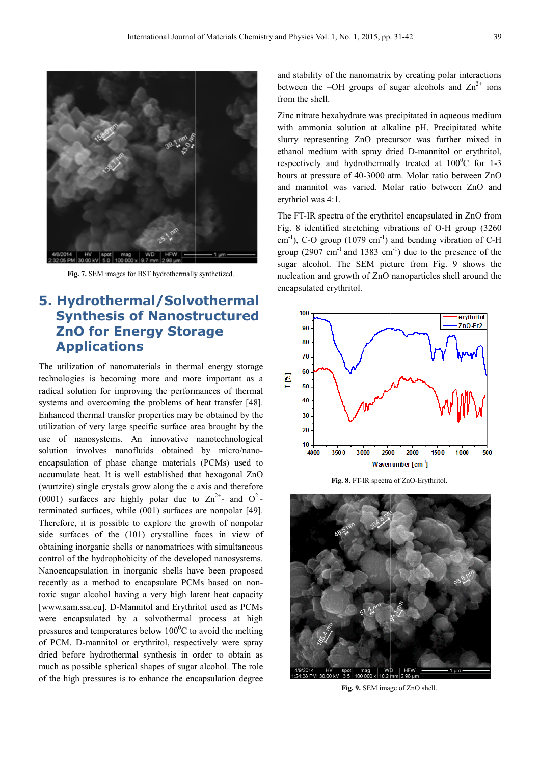Fig. 7. SEM images for BST hydrothermally synthetized.

## 5. Hydrothermal/Solvothermal Synthesis of Nanostructured ZnO for Energy Storage Applications

The utilization of nanomaterials in thermal energy storage technologies is becoming more and more important as a radical solution for improving the performances of thermal systems and overcoming the problems of heat transfer [48]. Enhanced thermal transfer properties may be obtained by the utilization of very large specific surface area brought by the use of nanosystems. An innovative nanotechnological solution involves nanofluids obtained by micro/nano-encapsulation of phase change materials (PCMs) used to accumulate heat. It is well established that hexagonal ZnO (wurtzite) single crystals grow along the c axis and therefore (0001) surfaces are highly polar due to $Zn^{2+}$- and $O^{2-}$-terminated surfaces, while (001) surfaces are nonpolar [49]. Therefore, it is possible to explore the growth of nonpolar side surfaces of the (101) crystalline faces in view of obtaining inorganic shells or nanomatrices with simultaneous control of the hydrophobicity of the developed nanosystems. Nanoencapsulation in inorganic shells have been proposed recently as a method to encapsulate PCMs based on non-toxic sugar alcohol having a very high latent heat capacity [www.sam.ssa.eu]. D-Mannitol and Erythritol used as PCMs were encapsulated by a solvothermal process at high pressures and temperatures below $100^0$C to avoid the melting of PCM. D-mannitol or erythritol, respectively were spray dried before hydrothermal synthesis in order to obtain as much as possible spherical shapes of sugar alcohol. The role of the high pressures is to enhance the encapsulation degree and stability of the nanomatrix by creating polar interactions between the –OH groups of sugar alcohols and $Zn^{2+}$ ions from the shell.

Zinc nitrate hexahydrate was precipitated in aqueous medium with ammonia solution at alkaline pH. Precipitated white slurry representing ZnO precursor was further mixed in ethanol medium with spray dried D-mannitol or erythritol, respectively and hydrothermally treated at $100^0$C for 1-3 hours at pressure of 40-3000 atm. Molar ratio between ZnO and mannitol was varied. Molar ratio between ZnO and erythriol was 4:1.

The FT-IR spectra of the erythritol encapsulated in ZnO from Fig. 8 identified stretching vibrations of O-H group (3260 $cm^{-1}$), C-O group (1079 $cm^{-1}$) and bending vibration of C-H group (2907 $cm^{-1}$ and 1383 $cm^{-1}$) due to the presence of the sugar alcohol. The SEM picture from Fig. 9 shows the nucleation and growth of ZnO nanoparticles shell around the encapsulated erythritol.

Fig. 8. FT-IR spectra of ZnO-Erythritol.

Fig. 9. SEM image of ZnO shell.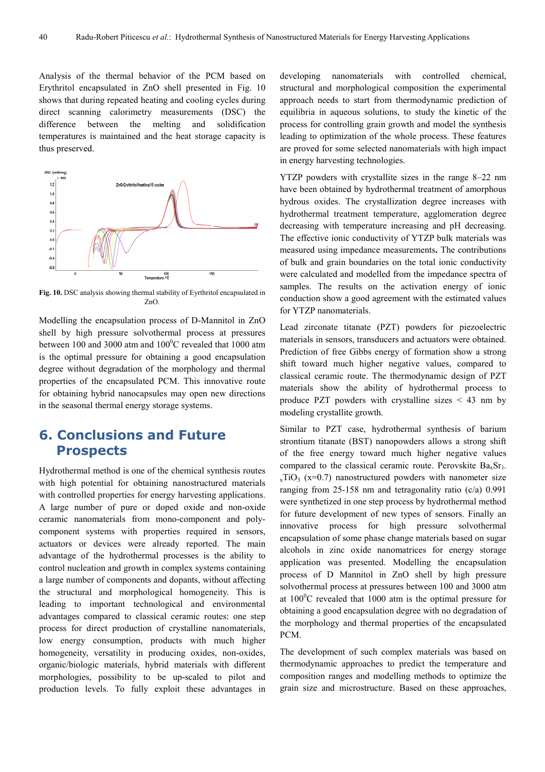Analysis of the thermal behavior of the PCM based on Erythritol encapsulated in ZnO shell presented in Fig. 10 shows that during repeated heating and cooling cycles during direct scanning calorimetry measurements (DSC) the difference between the melting and solidification temperatures is maintained and the heat storage capacity is thus preserved.

**Fig. 10.** DSC analysis showing thermal stability of Eyrthritol encapsulated in ZnO.

Modelling the encapsulation process of D-Mannitol in ZnO shell by high pressure solvothermal process at pressures between 100 and 3000 atm and 100$^0$C revealed that 1000 atm is the optimal pressure for obtaining a good encapsulation degree without degradation of the morphology and thermal properties of the encapsulated PCM. This innovative route for obtaining hybrid nanocapsules may open new directions in the seasonal thermal energy storage systems.

## 6. Conclusions and Future Prospects

Hydrothermal method is one of the chemical synthesis routes with high potential for obtaining nanostructured materials with controlled properties for energy harvesting applications. A large number of pure or doped oxide and non-oxide ceramic nanomaterials from mono-component and poly-component systems with properties required in sensors, actuators or devices were already reported. The main advantage of the hydrothermal processes is the ability to control nucleation and growth in complex systems containing a large number of components and dopants, without affecting the structural and morphological homogeneity. This is leading to important technological and environmental advantages compared to classical ceramic routes: one step process for direct production of crystalline nanomaterials, low energy consumption, products with much higher homogeneity, versatility in producing oxides, non-oxides, organic/biologic materials, hybrid materials with different morphologies, possibility to be up-scaled to pilot and production levels. To fully exploit these advantages in developing nanomaterials with controlled chemical, structural and morphological composition the experimental approach needs to start from thermodynamic prediction of equilibria in aqueous solutions, to study the kinetic of the process for controlling grain growth and model the synthesis leading to optimization of the whole process. These features are proved for some selected nanomaterials with high impact in energy harvesting technologies.

YTZP powders with crystallite sizes in the range 8–22 nm have been obtained by hydrothermal treatment of amorphous hydrous oxides. The crystallization degree increases with hydrothermal treatment temperature, agglomeration degree decreasing with temperature increasing and pH decreasing. The effective ionic conductivity of YTZP bulk materials was measured using impedance measurements**.** The contributions of bulk and grain boundaries on the total ionic conductivity were calculated and modelled from the impedance spectra of samples. The results on the activation energy of ionic conduction show a good agreement with the estimated values for YTZP nanomaterials.

Lead zirconate titanate (PZT) powders for piezoelectric materials in sensors, transducers and actuators were obtained. Prediction of free Gibbs energy of formation show a strong shift toward much higher negative values, compared to classical ceramic route. The thermodynamic design of PZT materials show the ability of hydrothermal process to produce PZT powders with crystalline sizes < 43 nm by modeling crystallite growth.

Similar to PZT case, hydrothermal synthesis of barium strontium titanate (BST) nanopowders allows a strong shift of the free energy toward much higher negative values compared to the classical ceramic route. Perovskite $Ba_xSr_{1-x}TiO_3$ (x=0.7) nanostructured powders with nanometer size ranging from 25-158 nm and tetragonality ratio (c/a) 0.991 were synthetized in one step process by hydrothermal method for future development of new types of sensors. Finally an innovative process for high pressure solvothermal encapsulation of some phase change materials based on sugar alcohols in zinc oxide nanomatrices for energy storage application was presented. Modelling the encapsulation process of D Mannitol in ZnO shell by high pressure solvothermal process at pressures between 100 and 3000 atm at 100$^0$C revealed that 1000 atm is the optimal pressure for obtaining a good encapsulation degree with no degradation of the morphology and thermal properties of the encapsulated PCM.

The development of such complex materials was based on thermodynamic approaches to predict the temperature and composition ranges and modelling methods to optimize the grain size and microstructure. Based on these approaches,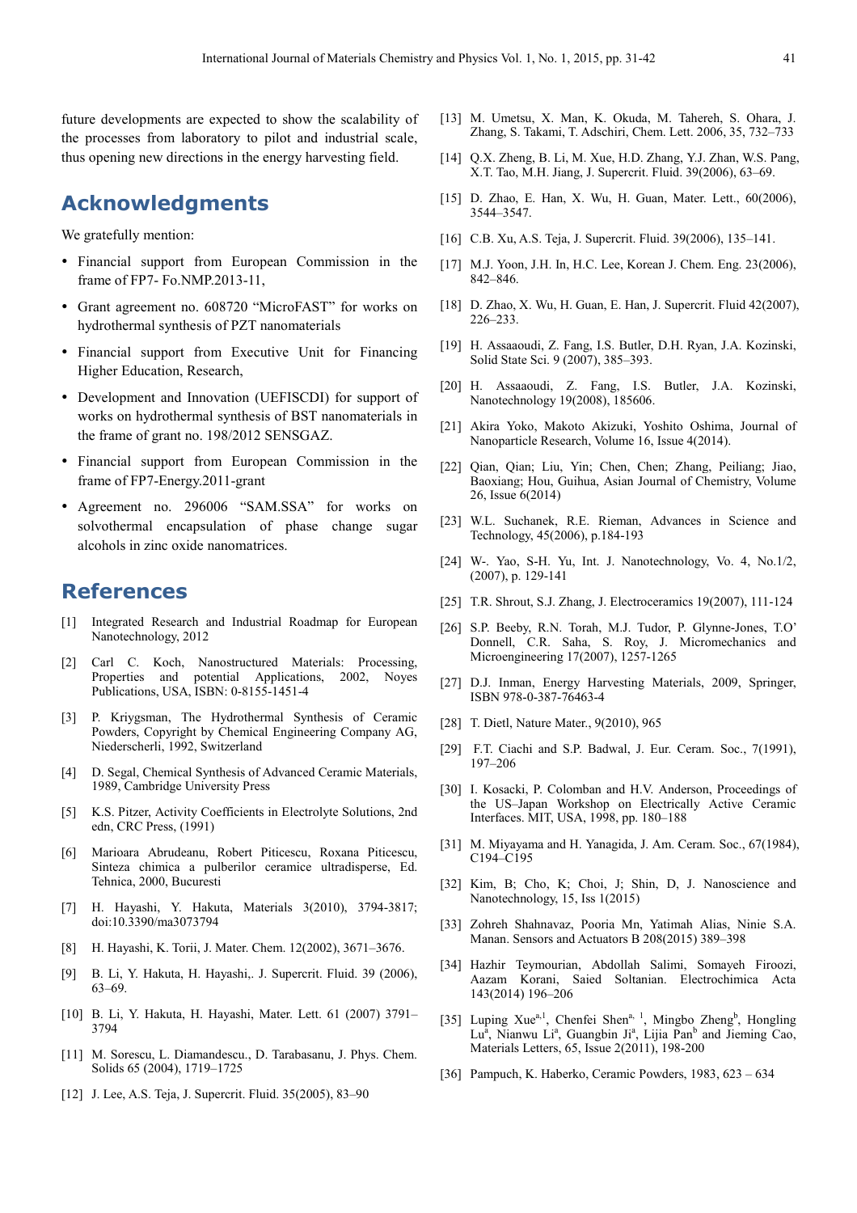future developments are expected to show the scalability of the processes from laboratory to pilot and industrial scale, thus opening new directions in the energy harvesting field.

## Acknowledgments

We gratefully mention:

- Financial support from European Commission in the frame of FP7- Fo.NMP.2013-11,
- Grant agreement no. 608720 "MicroFAST" for works on hydrothermal synthesis of PZT nanomaterials
- Financial support from Executive Unit for Financing Higher Education, Research,
- Development and Innovation (UEFISCDI) for support of works on hydrothermal synthesis of BST nanomaterials in the frame of grant no. 198/2012 SENSGAZ.
- Financial support from European Commission in the frame of FP7-Energy.2011-grant
- Agreement no. 296006 "SAM.SSA" for works on solvothermal encapsulation of phase change sugar alcohols in zinc oxide nanomatrices.

## References

[1] Integrated Research and Industrial Roadmap for European Nanotechnology, 2012

[2] Carl C. Koch, Nanostructured Materials: Processing, Properties and potential Applications, 2002, Noyes Publications, USA, ISBN: 0-8155-1451-4

[3] P. Kriygsman, The Hydrothermal Synthesis of Ceramic Powders, Copyright by Chemical Engineering Company AG, Niederscherli, 1992, Switzerland

[4] D. Segal, Chemical Synthesis of Advanced Ceramic Materials, 1989, Cambridge University Press

[5] K.S. Pitzer, Activity Coefficients in Electrolyte Solutions, 2nd edn, CRC Press, (1991)

[6] Marioara Abrudeanu, Robert Piticescu, Roxana Piticescu, Sinteza chimica a pulberilor ceramice ultradisperse, Ed. Tehnica, 2000, Bucuresti

[7] H. Hayashi, Y. Hakuta, Materials 3(2010), 3794-3817; doi:10.3390/ma3073794

[8] H. Hayashi, K. Torii, J. Mater. Chem. 12(2002), 3671–3676.

[9] B. Li, Y. Hakuta, H. Hayashi,. J. Supercrit. Fluid. 39 (2006), 63–69.

[10] B. Li, Y. Hakuta, H. Hayashi, Mater. Lett. 61 (2007) 3791–3794

[11] M. Sorescu, L. Diamandescu., D. Tarabasanu, J. Phys. Chem. Solids 65 (2004), 1719–1725

[12] J. Lee, A.S. Teja, J. Supercrit. Fluid. 35(2005), 83–90

[13] M. Umetsu, X. Man, K. Okuda, M. Tahereh, S. Ohara, J. Zhang, S. Takami, T. Adschiri, Chem. Lett. 2006, 35, 732–733

[14] Q.X. Zheng, B. Li, M. Xue, H.D. Zhang, Y.J. Zhan, W.S. Pang, X.T. Tao, M.H. Jiang, J. Supercrit. Fluid. 39(2006), 63–69.

[15] D. Zhao, E. Han, X. Wu, H. Guan, Mater. Lett., 60(2006), 3544–3547.

[16] C.B. Xu, A.S. Teja, J. Supercrit. Fluid. 39(2006), 135–141.

[17] M.J. Yoon, J.H. In, H.C. Lee, Korean J. Chem. Eng. 23(2006), 842–846.

[18] D. Zhao, X. Wu, H. Guan, E. Han, J. Supercrit. Fluid 42(2007), 226–233.

[19] H. Assaaoudi, Z. Fang, I.S. Butler, D.H. Ryan, J.A. Kozinski, Solid State Sci. 9 (2007), 385–393.

[20] H. Assaaoudi, Z. Fang, I.S. Butler, J.A. Kozinski, Nanotechnology 19(2008), 185606.

[21] Akira Yoko, Makoto Akizuki, Yoshito Oshima, Journal of Nanoparticle Research, Volume 16, Issue 4(2014).

[22] Qian, Qian; Liu, Yin; Chen, Chen; Zhang, Peiliang; Jiao, Baoxiang; Hou, Guihua, Asian Journal of Chemistry, Volume 26, Issue 6(2014)

[23] W.L. Suchanek, R.E. Rieman, Advances in Science and Technology, 45(2006), p.184-193

[24] W-. Yao, S-H. Yu, Int. J. Nanotechnology, Vo. 4, No.1/2, (2007), p. 129-141

[25] T.R. Shrout, S.J. Zhang, J. Electroceramics 19(2007), 111-124

[26] S.P. Beeby, R.N. Torah, M.J. Tudor, P. Glynne-Jones, T.O' Donnell, C.R. Saha, S. Roy, J. Micromechanics and Microengineering 17(2007), 1257-1265

[27] D.J. Inman, Energy Harvesting Materials, 2009, Springer, ISBN 978-0-387-76463-4

[28] T. Dietl, Nature Mater., 9(2010), 965

[29] F.T. Ciachi and S.P. Badwal, J. Eur. Ceram. Soc., 7(1991), 197–206

[30] I. Kosacki, P. Colomban and H.V. Anderson, Proceedings of the US–Japan Workshop on Electrically Active Ceramic Interfaces. MIT, USA, 1998, pp. 180–188

[31] M. Miyayama and H. Yanagida, J. Am. Ceram. Soc., 67(1984), C194–C195

[32] Kim, B; Cho, K; Choi, J; Shin, D, J. Nanoscience and Nanotechnology, 15, Iss 1(2015)

[33] Zohreh Shahnavaz, Pooria Mn, Yatimah Alias, Ninie S.A. Manan. Sensors and Actuators B 208(2015) 389–398

[34] Hazhir Teymourian, Abdollah Salimi, Somayeh Firoozi, Aazam Korani, Saied Soltanian. Electrochimica Acta 143(2014) 196–206

[35] Luping Xue[a,1], Chenfei Shen[a, 1], Mingbo Zheng[b], Hongling Lu[a], Nianwu Li[a], Guangbin Ji[a], Lijia Pan[b] and Jieming Cao, Materials Letters, 65, Issue 2(2011), 198-200

[36] Pampuch, K. Haberko, Ceramic Powders, 1983, 623 – 634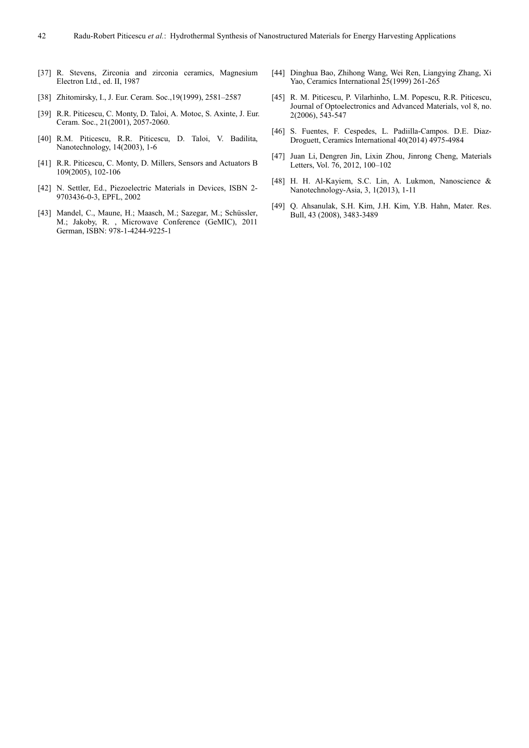[37] R. Stevens, Zirconia and zirconia ceramics, Magnesium Electron Ltd., ed. II, 1987

[38] Zhitomirsky, I., J. Eur. Ceram. Soc.,19(1999), 2581–2587

[39] R.R. Piticescu, C. Monty, D. Taloi, A. Motoc, S. Axinte, J. Eur. Ceram. Soc., 21(2001), 2057-2060.

[40] R.M. Piticescu, R.R. Piticescu, D. Taloi, V. Badilita, Nanotechnology, 14(2003), 1-6

[41] R.R. Piticescu, C. Monty, D. Millers, Sensors and Actuators B 109(2005), 102-106

[42] N. Settler, Ed., Piezoelectric Materials in Devices, ISBN 2-9703436-0-3, EPFL, 2002

[43] Mandel, C., Maune, H.; Maasch, M.; Sazegar, M.; Schüssler, M.; Jakoby, R. , Microwave Conference (GeMIC), 2011 German, ISBN: 978-1-4244-9225-1

[44] Dinghua Bao, Zhihong Wang, Wei Ren, Liangying Zhang, Xi Yao, Ceramics International 25(1999) 261-265

[45] R. M. Piticescu, P. Vilarhinho, L.M. Popescu, R.R. Piticescu, Journal of Optoelectronics and Advanced Materials, vol 8, no. 2(2006), 543-547

[46] S. Fuentes, F. Cespedes, L. Padiilla-Campos. D.E. Diaz-Droguett, Ceramics International 40(2014) 4975-4984

[47] Juan Li, Dengren Jin, Lixin Zhou, Jinrong Cheng, Materials Letters, Vol. 76, 2012, 100–102

[48] H. H. Al-Kayiem, S.C. Lin, A. Lukmon, Nanoscience & Nanotechnology-Asia, 3, 1(2013), 1-11

[49] Q. Ahsanulak, S.H. Kim, J.H. Kim, Y.B. Hahn, Mater. Res. Bull, 43 (2008), 3483-3489